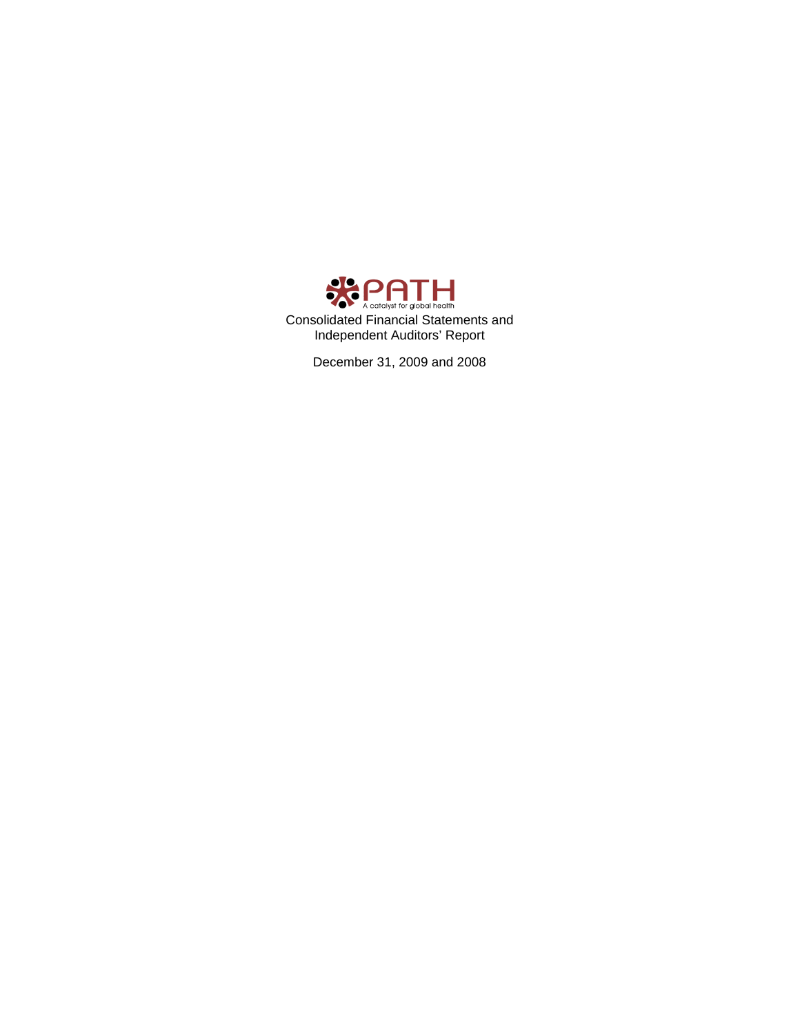PATH

A catalyst for global health

Consolidated Financial Statements and
Independent Auditors' Report

December 31, 2009 and 2008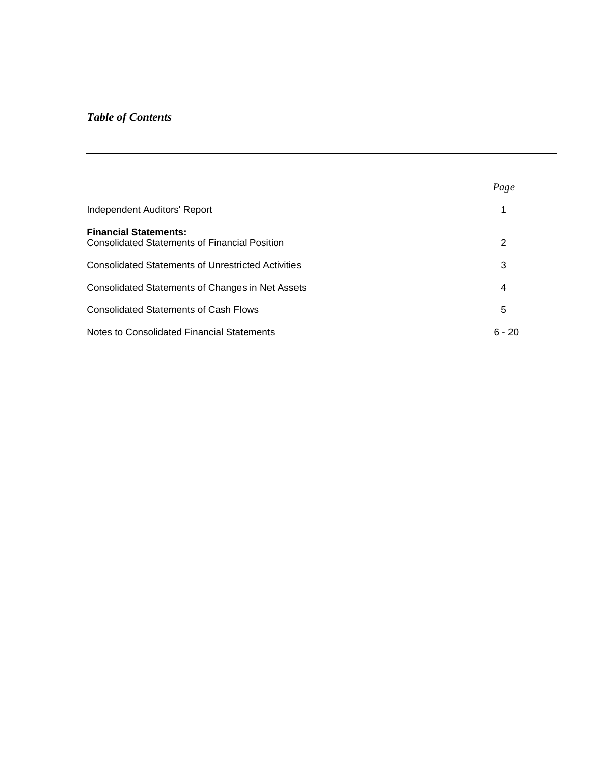# *Table of Contents*

| | *Page* |
|---|---|
| Independent Auditors' Report | 1 |
| **Financial Statements:** | |
| Consolidated Statements of Financial Position | 2 |
| Consolidated Statements of Unrestricted Activities | 3 |
| Consolidated Statements of Changes in Net Assets | 4 |
| Consolidated Statements of Cash Flows | 5 |
| Notes to Consolidated Financial Statements | 6 - 20 |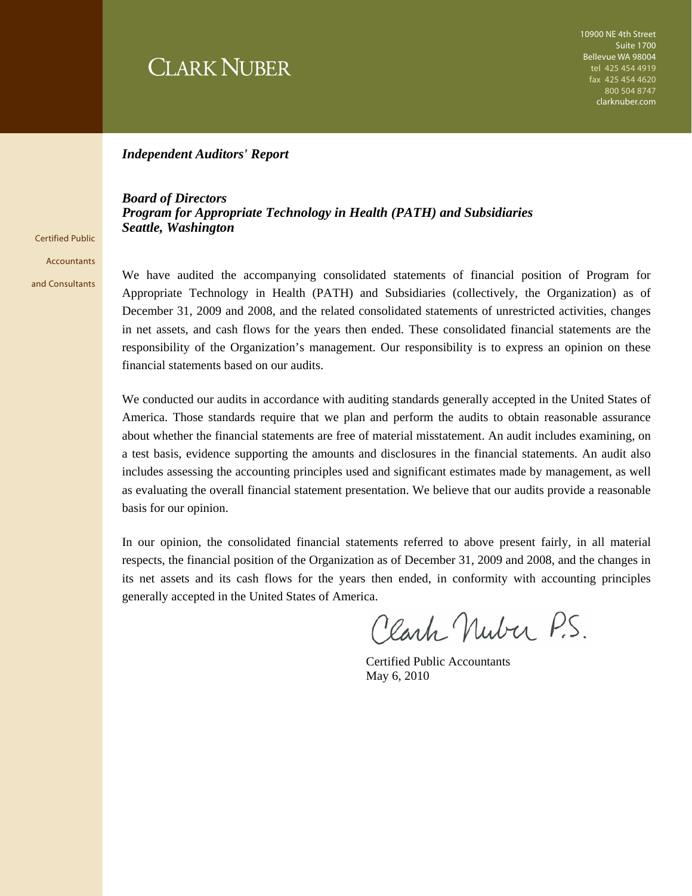CLARK NUBER

10900 NE 4th Street
Suite 1700
Bellevue WA 98004
tel 425 454 4919
fax 425 454 4620
800 504 8747
clarknuber.com

Certified Public Accountants and Consultants

***Independent Auditors' Report***

***Board of Directors***
***Program for Appropriate Technology in Health (PATH) and Subsidiaries***
***Seattle, Washington***

We have audited the accompanying consolidated statements of financial position of Program for Appropriate Technology in Health (PATH) and Subsidiaries (collectively, the Organization) as of December 31, 2009 and 2008, and the related consolidated statements of unrestricted activities, changes in net assets, and cash flows for the years then ended. These consolidated financial statements are the responsibility of the Organization's management. Our responsibility is to express an opinion on these financial statements based on our audits.

We conducted our audits in accordance with auditing standards generally accepted in the United States of America. Those standards require that we plan and perform the audits to obtain reasonable assurance about whether the financial statements are free of material misstatement. An audit includes examining, on a test basis, evidence supporting the amounts and disclosures in the financial statements. An audit also includes assessing the accounting principles used and significant estimates made by management, as well as evaluating the overall financial statement presentation. We believe that our audits provide a reasonable basis for our opinion.

In our opinion, the consolidated financial statements referred to above present fairly, in all material respects, the financial position of the Organization as of December 31, 2009 and 2008, and the changes in its net assets and its cash flows for the years then ended, in conformity with accounting principles generally accepted in the United States of America.

Clark Nuber P.S.

Certified Public Accountants
May 6, 2010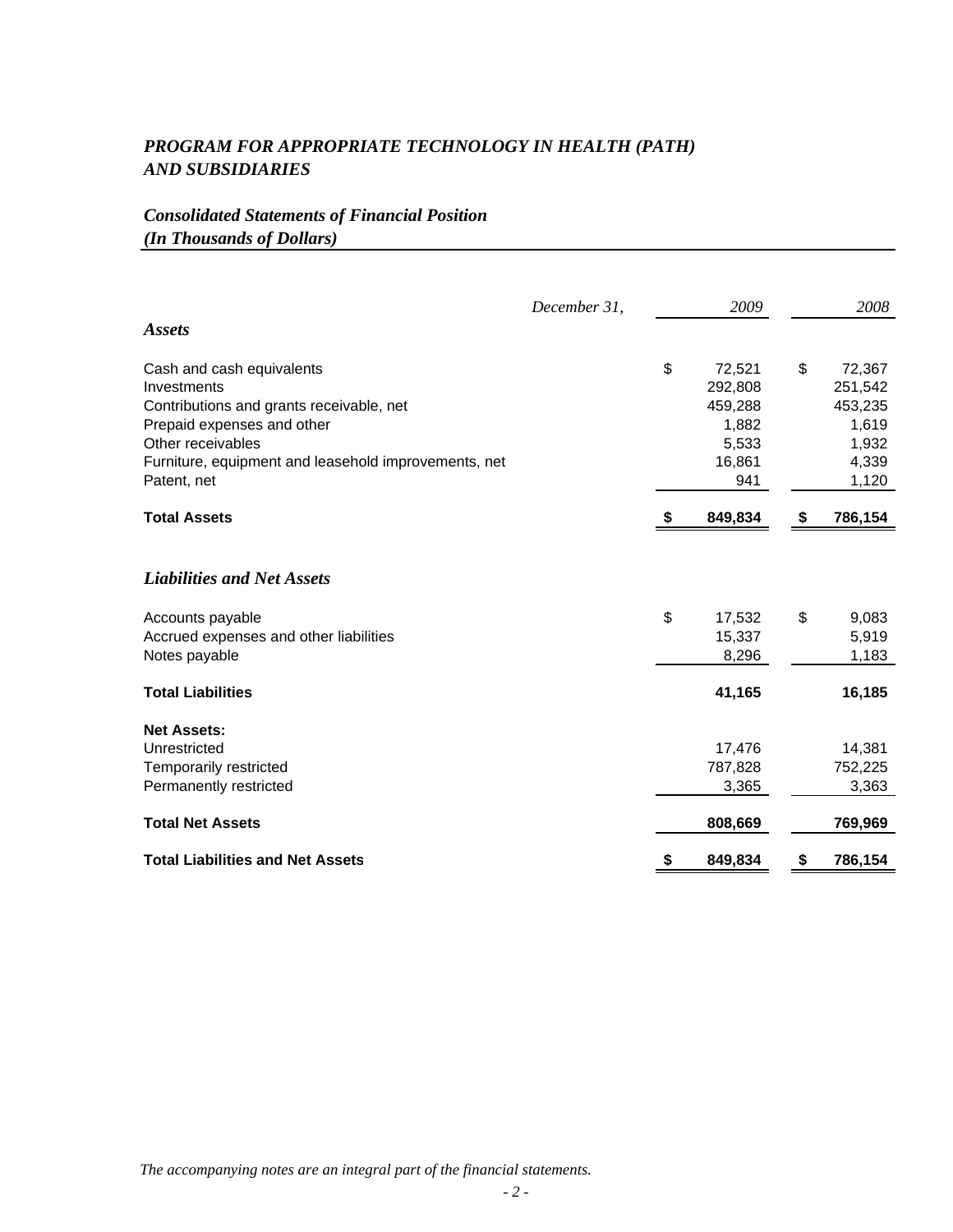# *PROGRAM FOR APPROPRIATE TECHNOLOGY IN HEALTH (PATH) AND SUBSIDIARIES*

## *Consolidated Statements of Financial Position*
*(In Thousands of Dollars)*

| *December 31,* | *2009* | *2008* |
|---|---|---|
| ***Assets*** | | |
| Cash and cash equivalents | $ 72,521 | $ 72,367 |
| Investments | 292,808 | 251,542 |
| Contributions and grants receivable, net | 459,288 | 453,235 |
| Prepaid expenses and other | 1,882 | 1,619 |
| Other receivables | 5,533 | 1,932 |
| Furniture, equipment and leasehold improvements, net | 16,861 | 4,339 |
| Patent, net | 941 | 1,120 |
| **Total Assets** | **$ 849,834** | **$ 786,154** |
| ***Liabilities and Net Assets*** | | |
| Accounts payable | $ 17,532 | $ 9,083 |
| Accrued expenses and other liabilities | 15,337 | 5,919 |
| Notes payable | 8,296 | 1,183 |
| **Total Liabilities** | **41,165** | **16,185** |
| **Net Assets:** | | |
| Unrestricted | 17,476 | 14,381 |
| Temporarily restricted | 787,828 | 752,225 |
| Permanently restricted | 3,365 | 3,363 |
| **Total Net Assets** | **808,669** | **769,969** |
| **Total Liabilities and Net Assets** | **$ 849,834** | **$ 786,154** |

*The accompanying notes are an integral part of the financial statements.*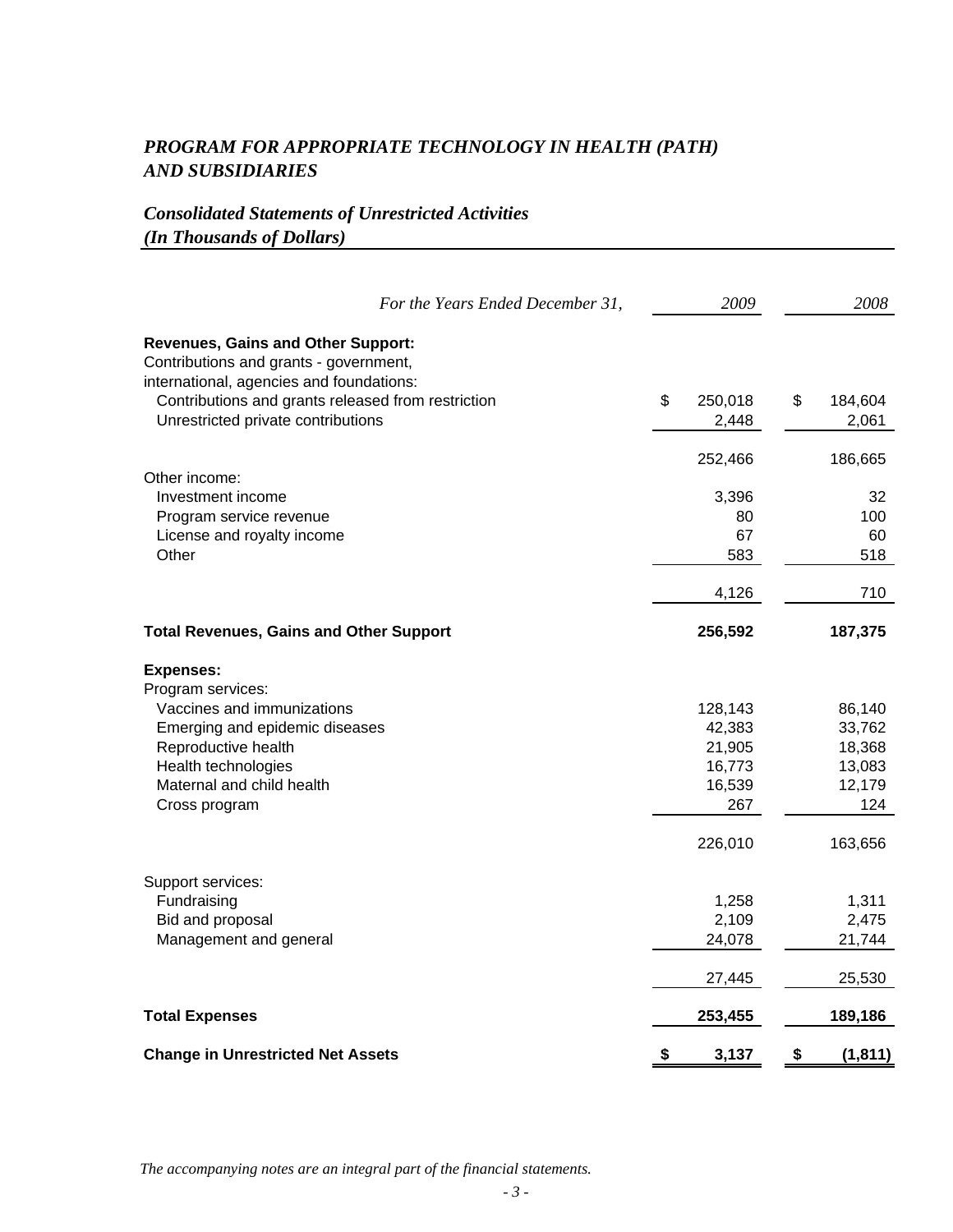# *PROGRAM FOR APPROPRIATE TECHNOLOGY IN HEALTH (PATH) AND SUBSIDIARIES*

## *Consolidated Statements of Unrestricted Activities (In Thousands of Dollars)*

| *For the Years Ended December 31,* | *2009* | *2008* |
|---|---|---|
| **Revenues, Gains and Other Support:** | | |
| Contributions and grants - government, international, agencies and foundations: | | |
| Contributions and grants released from restriction | $ 250,018 | $ 184,604 |
| Unrestricted private contributions | 2,448 | 2,061 |
| | 252,466 | 186,665 |
| Other income: | | |
| Investment income | 3,396 | 32 |
| Program service revenue | 80 | 100 |
| License and royalty income | 67 | 60 |
| Other | 583 | 518 |
| | 4,126 | 710 |
| **Total Revenues, Gains and Other Support** | **256,592** | **187,375** |
| **Expenses:** | | |
| Program services: | | |
| Vaccines and immunizations | 128,143 | 86,140 |
| Emerging and epidemic diseases | 42,383 | 33,762 |
| Reproductive health | 21,905 | 18,368 |
| Health technologies | 16,773 | 13,083 |
| Maternal and child health | 16,539 | 12,179 |
| Cross program | 267 | 124 |
| | 226,010 | 163,656 |
| Support services: | | |
| Fundraising | 1,258 | 1,311 |
| Bid and proposal | 2,109 | 2,475 |
| Management and general | 24,078 | 21,744 |
| | 27,445 | 25,530 |
| **Total Expenses** | **253,455** | **189,186** |
| **Change in Unrestricted Net Assets** | **$ 3,137** | **$ (1,811)** |

*The accompanying notes are an integral part of the financial statements.*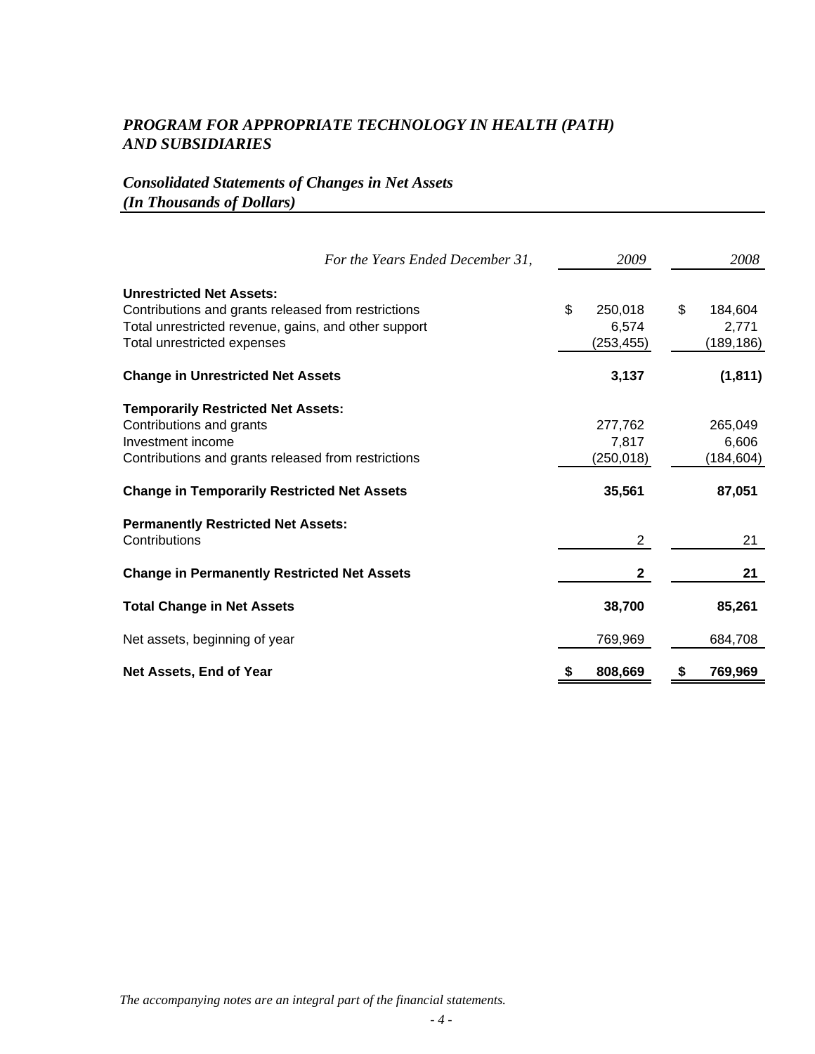## *PROGRAM FOR APPROPRIATE TECHNOLOGY IN HEALTH (PATH) AND SUBSIDIARIES*

### *Consolidated Statements of Changes in Net Assets*
### *(In Thousands of Dollars)*

| *For the Years Ended December 31,* | *2009* | *2008* |
|---|---|---|
| **Unrestricted Net Assets:** | | |
| Contributions and grants released from restrictions | $ 250,018 | $ 184,604 |
| Total unrestricted revenue, gains, and other support | 6,574 | 2,771 |
| Total unrestricted expenses | (253,455) | (189,186) |
| **Change in Unrestricted Net Assets** | **3,137** | **(1,811)** |
| **Temporarily Restricted Net Assets:** | | |
| Contributions and grants | 277,762 | 265,049 |
| Investment income | 7,817 | 6,606 |
| Contributions and grants released from restrictions | (250,018) | (184,604) |
| **Change in Temporarily Restricted Net Assets** | **35,561** | **87,051** |
| **Permanently Restricted Net Assets:** | | |
| Contributions | 2 | 21 |
| **Change in Permanently Restricted Net Assets** | **2** | **21** |
| **Total Change in Net Assets** | **38,700** | **85,261** |
| Net assets, beginning of year | 769,969 | 684,708 |
| **Net Assets, End of Year** | **$ 808,669** | **$ 769,969** |

*The accompanying notes are an integral part of the financial statements.*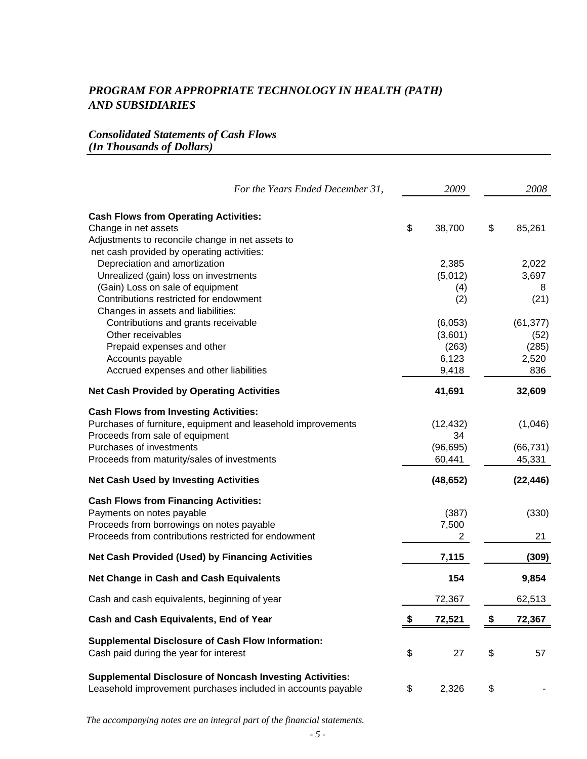# *PROGRAM FOR APPROPRIATE TECHNOLOGY IN HEALTH (PATH) AND SUBSIDIARIES*

## *Consolidated Statements of Cash Flows*
### *(In Thousands of Dollars)*

| *For the Years Ended December 31,* | *2009* | *2008* |
|---|---|---|
| **Cash Flows from Operating Activities:** | | |
| Change in net assets | $ 38,700 | $ 85,261 |
| Adjustments to reconcile change in net assets to net cash provided by operating activities: | | |
| Depreciation and amortization | 2,385 | 2,022 |
| Unrealized (gain) loss on investments | (5,012) | 3,697 |
| (Gain) Loss on sale of equipment | (4) | 8 |
| Contributions restricted for endowment | (2) | (21) |
| Changes in assets and liabilities: | | |
| Contributions and grants receivable | (6,053) | (61,377) |
| Other receivables | (3,601) | (52) |
| Prepaid expenses and other | (263) | (285) |
| Accounts payable | 6,123 | 2,520 |
| Accrued expenses and other liabilities | 9,418 | 836 |
| **Net Cash Provided by Operating Activities** | **41,691** | **32,609** |
| **Cash Flows from Investing Activities:** | | |
| Purchases of furniture, equipment and leasehold improvements | (12,432) | (1,046) |
| Proceeds from sale of equipment | 34 | |
| Purchases of investments | (96,695) | (66,731) |
| Proceeds from maturity/sales of investments | 60,441 | 45,331 |
| **Net Cash Used by Investing Activities** | **(48,652)** | **(22,446)** |
| **Cash Flows from Financing Activities:** | | |
| Payments on notes payable | (387) | (330) |
| Proceeds from borrowings on notes payable | 7,500 | |
| Proceeds from contributions restricted for endowment | 2 | 21 |
| **Net Cash Provided (Used) by Financing Activities** | **7,115** | **(309)** |
| **Net Change in Cash and Cash Equivalents** | **154** | **9,854** |
| Cash and cash equivalents, beginning of year | 72,367 | 62,513 |
| **Cash and Cash Equivalents, End of Year** | **$ 72,521** | **$ 72,367** |
| **Supplemental Disclosure of Cash Flow Information:** | | |
| Cash paid during the year for interest | $ 27 | $ 57 |
| **Supplemental Disclosure of Noncash Investing Activities:** | | |
| Leasehold improvement purchases included in accounts payable | $ 2,326 | $ - |

*The accompanying notes are an integral part of the financial statements.*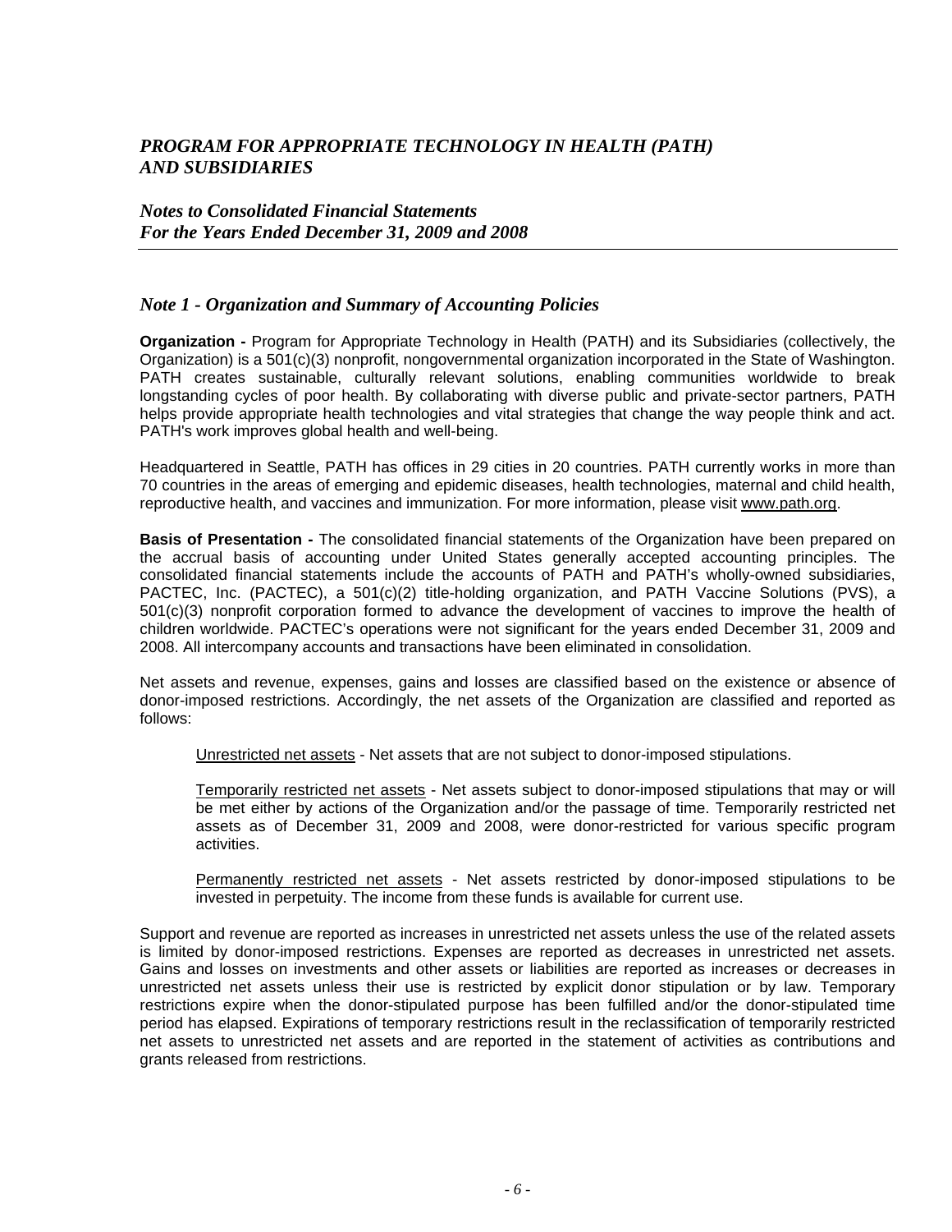# *PROGRAM FOR APPROPRIATE TECHNOLOGY IN HEALTH (PATH) AND SUBSIDIARIES*

## *Notes to Consolidated Financial Statements For the Years Ended December 31, 2009 and 2008*

### *Note 1 - Organization and Summary of Accounting Policies*

**Organization -** Program for Appropriate Technology in Health (PATH) and its Subsidiaries (collectively, the Organization) is a 501(c)(3) nonprofit, nongovernmental organization incorporated in the State of Washington. PATH creates sustainable, culturally relevant solutions, enabling communities worldwide to break longstanding cycles of poor health. By collaborating with diverse public and private-sector partners, PATH helps provide appropriate health technologies and vital strategies that change the way people think and act. PATH's work improves global health and well-being.

Headquartered in Seattle, PATH has offices in 29 cities in 20 countries. PATH currently works in more than 70 countries in the areas of emerging and epidemic diseases, health technologies, maternal and child health, reproductive health, and vaccines and immunization. For more information, please visit www.path.org.

**Basis of Presentation -** The consolidated financial statements of the Organization have been prepared on the accrual basis of accounting under United States generally accepted accounting principles. The consolidated financial statements include the accounts of PATH and PATH's wholly-owned subsidiaries, PACTEC, Inc. (PACTEC), a 501(c)(2) title-holding organization, and PATH Vaccine Solutions (PVS), a 501(c)(3) nonprofit corporation formed to advance the development of vaccines to improve the health of children worldwide. PACTEC's operations were not significant for the years ended December 31, 2009 and 2008. All intercompany accounts and transactions have been eliminated in consolidation.

Net assets and revenue, expenses, gains and losses are classified based on the existence or absence of donor-imposed restrictions. Accordingly, the net assets of the Organization are classified and reported as follows:

Unrestricted net assets - Net assets that are not subject to donor-imposed stipulations.

Temporarily restricted net assets - Net assets subject to donor-imposed stipulations that may or will be met either by actions of the Organization and/or the passage of time. Temporarily restricted net assets as of December 31, 2009 and 2008, were donor-restricted for various specific program activities.

Permanently restricted net assets - Net assets restricted by donor-imposed stipulations to be invested in perpetuity. The income from these funds is available for current use.

Support and revenue are reported as increases in unrestricted net assets unless the use of the related assets is limited by donor-imposed restrictions. Expenses are reported as decreases in unrestricted net assets. Gains and losses on investments and other assets or liabilities are reported as increases or decreases in unrestricted net assets unless their use is restricted by explicit donor stipulation or by law. Temporary restrictions expire when the donor-stipulated purpose has been fulfilled and/or the donor-stipulated time period has elapsed. Expirations of temporary restrictions result in the reclassification of temporarily restricted net assets to unrestricted net assets and are reported in the statement of activities as contributions and grants released from restrictions.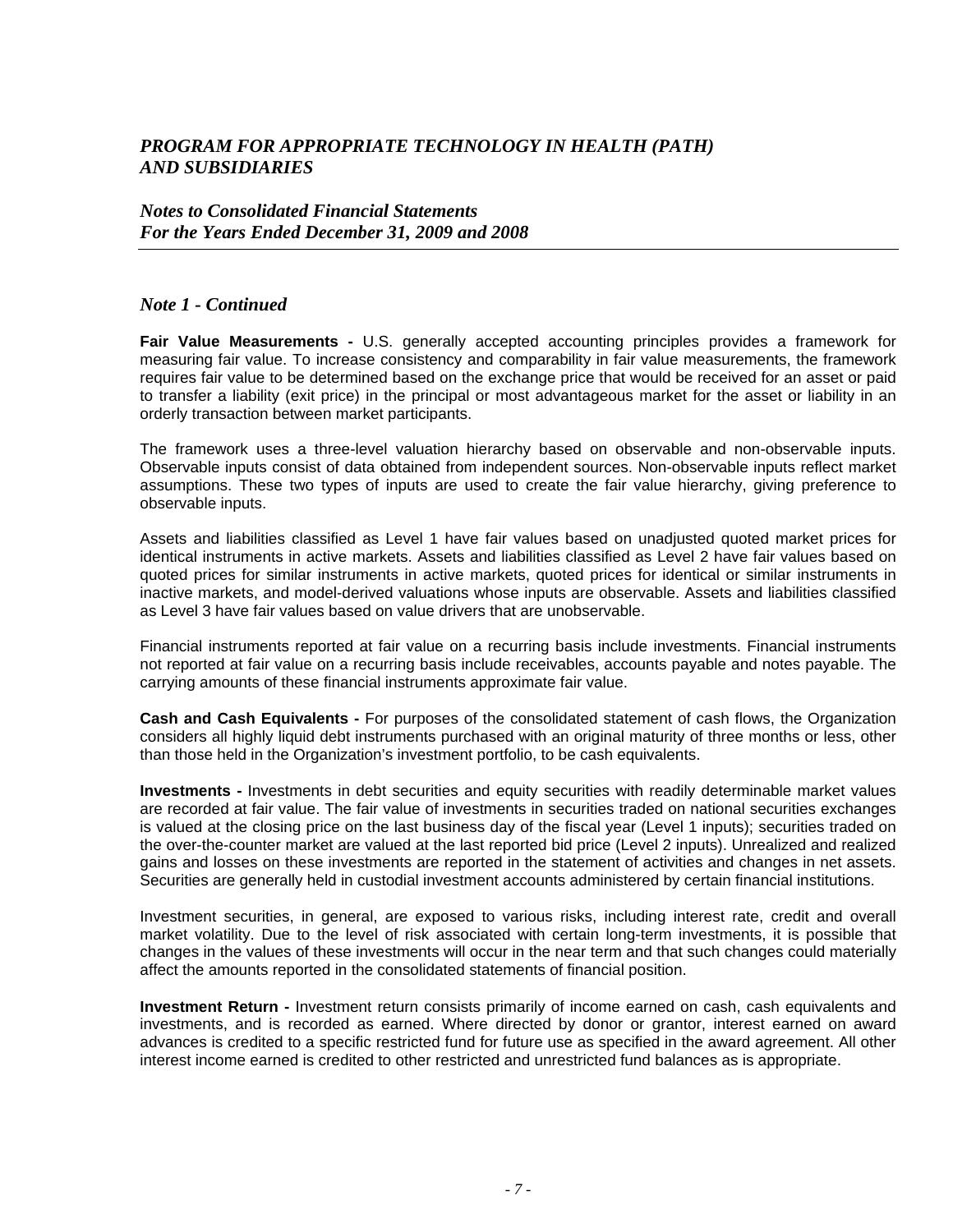# *PROGRAM FOR APPROPRIATE TECHNOLOGY IN HEALTH (PATH) AND SUBSIDIARIES*

## *Notes to Consolidated Financial Statements For the Years Ended December 31, 2009 and 2008*

### *Note 1 - Continued*

**Fair Value Measurements -** U.S. generally accepted accounting principles provides a framework for measuring fair value. To increase consistency and comparability in fair value measurements, the framework requires fair value to be determined based on the exchange price that would be received for an asset or paid to transfer a liability (exit price) in the principal or most advantageous market for the asset or liability in an orderly transaction between market participants.

The framework uses a three-level valuation hierarchy based on observable and non-observable inputs. Observable inputs consist of data obtained from independent sources. Non-observable inputs reflect market assumptions. These two types of inputs are used to create the fair value hierarchy, giving preference to observable inputs.

Assets and liabilities classified as Level 1 have fair values based on unadjusted quoted market prices for identical instruments in active markets. Assets and liabilities classified as Level 2 have fair values based on quoted prices for similar instruments in active markets, quoted prices for identical or similar instruments in inactive markets, and model-derived valuations whose inputs are observable. Assets and liabilities classified as Level 3 have fair values based on value drivers that are unobservable.

Financial instruments reported at fair value on a recurring basis include investments. Financial instruments not reported at fair value on a recurring basis include receivables, accounts payable and notes payable. The carrying amounts of these financial instruments approximate fair value.

**Cash and Cash Equivalents -** For purposes of the consolidated statement of cash flows, the Organization considers all highly liquid debt instruments purchased with an original maturity of three months or less, other than those held in the Organization's investment portfolio, to be cash equivalents.

**Investments -** Investments in debt securities and equity securities with readily determinable market values are recorded at fair value. The fair value of investments in securities traded on national securities exchanges is valued at the closing price on the last business day of the fiscal year (Level 1 inputs); securities traded on the over-the-counter market are valued at the last reported bid price (Level 2 inputs). Unrealized and realized gains and losses on these investments are reported in the statement of activities and changes in net assets. Securities are generally held in custodial investment accounts administered by certain financial institutions.

Investment securities, in general, are exposed to various risks, including interest rate, credit and overall market volatility. Due to the level of risk associated with certain long-term investments, it is possible that changes in the values of these investments will occur in the near term and that such changes could materially affect the amounts reported in the consolidated statements of financial position.

**Investment Return -** Investment return consists primarily of income earned on cash, cash equivalents and investments, and is recorded as earned. Where directed by donor or grantor, interest earned on award advances is credited to a specific restricted fund for future use as specified in the award agreement. All other interest income earned is credited to other restricted and unrestricted fund balances as is appropriate.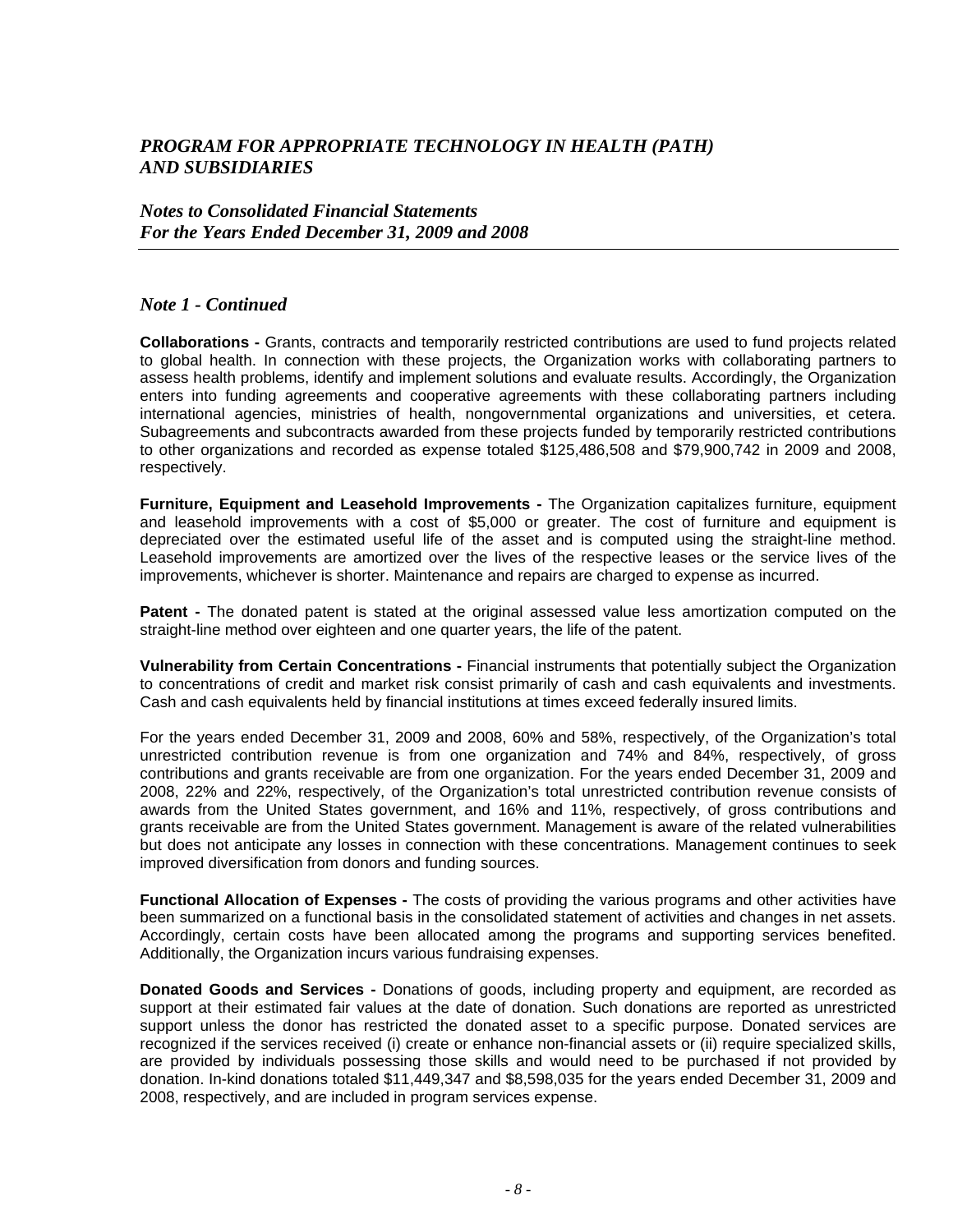## *Note 1 - Continued*

**Collaborations -** Grants, contracts and temporarily restricted contributions are used to fund projects related to global health. In connection with these projects, the Organization works with collaborating partners to assess health problems, identify and implement solutions and evaluate results. Accordingly, the Organization enters into funding agreements and cooperative agreements with these collaborating partners including international agencies, ministries of health, nongovernmental organizations and universities, et cetera. Subagreements and subcontracts awarded from these projects funded by temporarily restricted contributions to other organizations and recorded as expense totaled $125,486,508 and $79,900,742 in 2009 and 2008, respectively.

**Furniture, Equipment and Leasehold Improvements -** The Organization capitalizes furniture, equipment and leasehold improvements with a cost of $5,000 or greater. The cost of furniture and equipment is depreciated over the estimated useful life of the asset and is computed using the straight-line method. Leasehold improvements are amortized over the lives of the respective leases or the service lives of the improvements, whichever is shorter. Maintenance and repairs are charged to expense as incurred.

**Patent -** The donated patent is stated at the original assessed value less amortization computed on the straight-line method over eighteen and one quarter years, the life of the patent.

**Vulnerability from Certain Concentrations -** Financial instruments that potentially subject the Organization to concentrations of credit and market risk consist primarily of cash and cash equivalents and investments. Cash and cash equivalents held by financial institutions at times exceed federally insured limits.

For the years ended December 31, 2009 and 2008, 60% and 58%, respectively, of the Organization's total unrestricted contribution revenue is from one organization and 74% and 84%, respectively, of gross contributions and grants receivable are from one organization. For the years ended December 31, 2009 and 2008, 22% and 22%, respectively, of the Organization's total unrestricted contribution revenue consists of awards from the United States government, and 16% and 11%, respectively, of gross contributions and grants receivable are from the United States government. Management is aware of the related vulnerabilities but does not anticipate any losses in connection with these concentrations. Management continues to seek improved diversification from donors and funding sources.

**Functional Allocation of Expenses -** The costs of providing the various programs and other activities have been summarized on a functional basis in the consolidated statement of activities and changes in net assets. Accordingly, certain costs have been allocated among the programs and supporting services benefited. Additionally, the Organization incurs various fundraising expenses.

**Donated Goods and Services -** Donations of goods, including property and equipment, are recorded as support at their estimated fair values at the date of donation. Such donations are reported as unrestricted support unless the donor has restricted the donated asset to a specific purpose. Donated services are recognized if the services received (i) create or enhance non-financial assets or (ii) require specialized skills, are provided by individuals possessing those skills and would need to be purchased if not provided by donation. In-kind donations totaled $11,449,347 and $8,598,035 for the years ended December 31, 2009 and 2008, respectively, and are included in program services expense.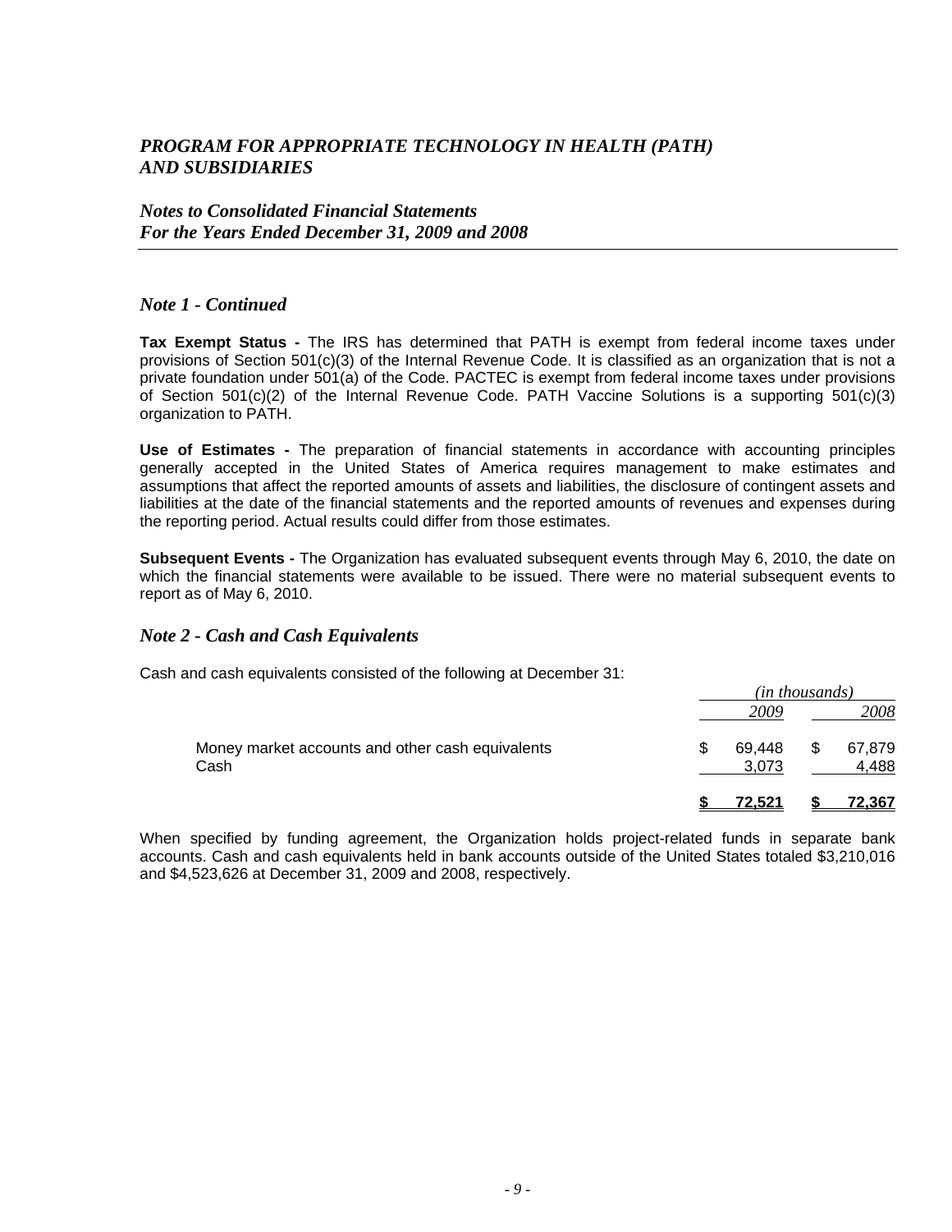*Note 1 - Continued*

**Tax Exempt Status -** The IRS has determined that PATH is exempt from federal income taxes under provisions of Section 501(c)(3) of the Internal Revenue Code. It is classified as an organization that is not a private foundation under 501(a) of the Code. PACTEC is exempt from federal income taxes under provisions of Section 501(c)(2) of the Internal Revenue Code. PATH Vaccine Solutions is a supporting 501(c)(3) organization to PATH.

**Use of Estimates -** The preparation of financial statements in accordance with accounting principles generally accepted in the United States of America requires management to make estimates and assumptions that affect the reported amounts of assets and liabilities, the disclosure of contingent assets and liabilities at the date of the financial statements and the reported amounts of revenues and expenses during the reporting period. Actual results could differ from those estimates.

**Subsequent Events -** The Organization has evaluated subsequent events through May 6, 2010, the date on which the financial statements were available to be issued. There were no material subsequent events to report as of May 6, 2010.

## *Note 2 - Cash and Cash Equivalents*

Cash and cash equivalents consisted of the following at December 31:

| | *(in thousands)* | |
|---|---|---|
| | *2009* | *2008* |
| Money market accounts and other cash equivalents | $ 69,448 | $ 67,879 |
| Cash | 3,073 | 4,488 |
| | **$ 72,521** | **$ 72,367** |

When specified by funding agreement, the Organization holds project-related funds in separate bank accounts. Cash and cash equivalents held in bank accounts outside of the United States totaled $3,210,016 and $4,523,626 at December 31, 2009 and 2008, respectively.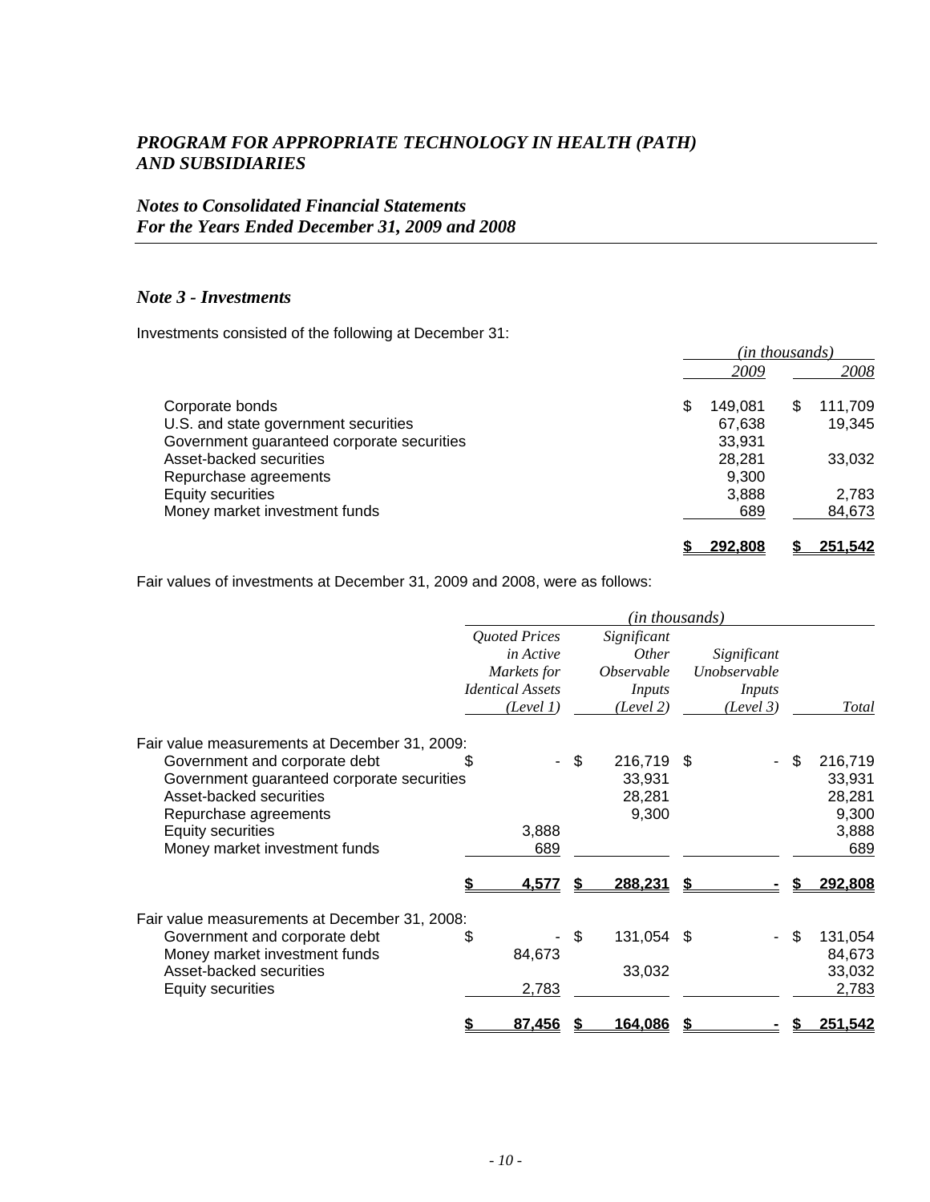## Note 3 - Investments

Investments consisted of the following at December 31:

| | *(in thousands)* | |
|---|---|---|
| | *2009* | *2008* |
| Corporate bonds | $ 149,081 | $ 111,709 |
| U.S. and state government securities | 67,638 | 19,345 |
| Government guaranteed corporate securities | 33,931 | |
| Asset-backed securities | 28,281 | 33,032 |
| Repurchase agreements | 9,300 | |
| Equity securities | 3,888 | 2,783 |
| Money market investment funds | 689 | 84,673 |
| | **$ 292,808** | **$ 251,542** |

Fair values of investments at December 31, 2009 and 2008, were as follows:

| | *(in thousands)* | | | |
|---|---|---|---|---|
| | *Quoted Prices in Active Markets for Identical Assets (Level 1)* | *Significant Other Observable Inputs (Level 2)* | *Significant Unobservable Inputs (Level 3)* | *Total* |
| Fair value measurements at December 31, 2009: | | | | |
| Government and corporate debt | $ - | $ 216,719 | $ - | $ 216,719 |
| Government guaranteed corporate securities | | 33,931 | | 33,931 |
| Asset-backed securities | | 28,281 | | 28,281 |
| Repurchase agreements | | 9,300 | | 9,300 |
| Equity securities | 3,888 | | | 3,888 |
| Money market investment funds | 689 | | | 689 |
| | **$ 4,577** | **$ 288,231** | **$ -** | **$ 292,808** |
| Fair value measurements at December 31, 2008: | | | | |
| Government and corporate debt | $ - | $ 131,054 | $ - | $ 131,054 |
| Money market investment funds | 84,673 | | | 84,673 |
| Asset-backed securities | | 33,032 | | 33,032 |
| Equity securities | 2,783 | | | 2,783 |
| | **$ 87,456** | **$ 164,086** | **$ -** | **$ 251,542** |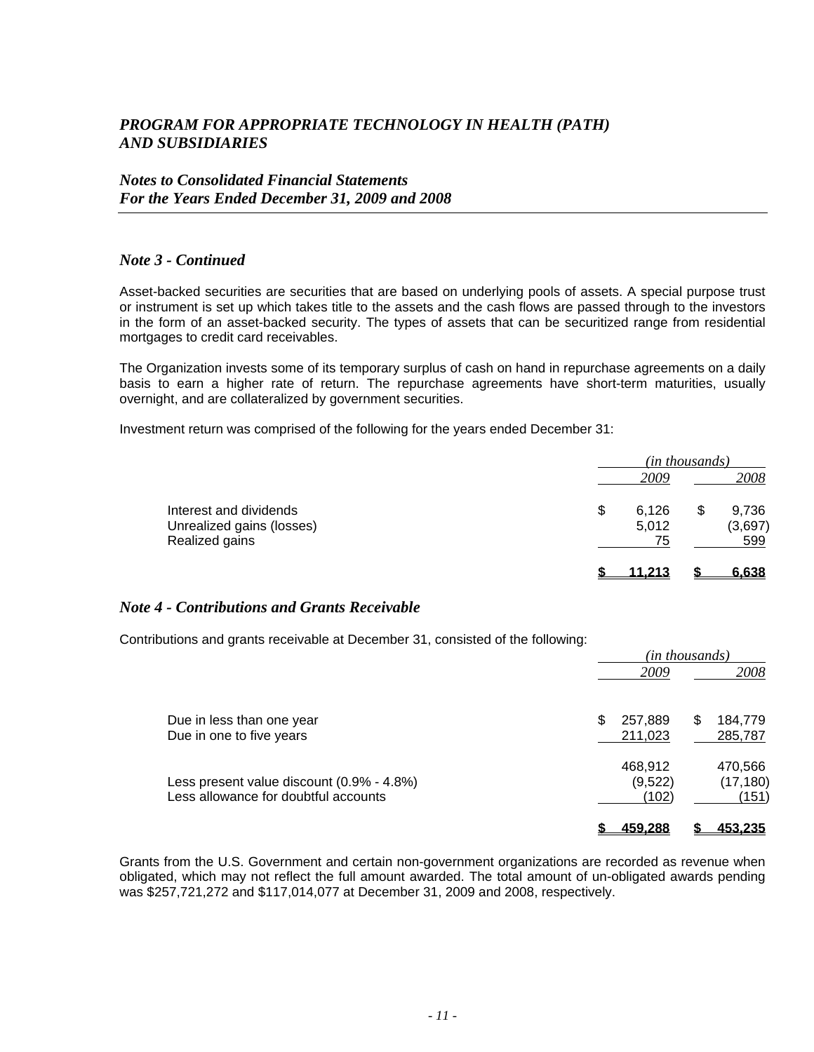*Note 3 - Continued*

Asset-backed securities are securities that are based on underlying pools of assets. A special purpose trust or instrument is set up which takes title to the assets and the cash flows are passed through to the investors in the form of an asset-backed security. The types of assets that can be securitized range from residential mortgages to credit card receivables.

The Organization invests some of its temporary surplus of cash on hand in repurchase agreements on a daily basis to earn a higher rate of return. The repurchase agreements have short-term maturities, usually overnight, and are collateralized by government securities.

Investment return was comprised of the following for the years ended December 31:

| | *(in thousands)* | |
|---|---|---|
| | *2009* | *2008* |
| Interest and dividends | $ 6,126 | $ 9,736 |
| Unrealized gains (losses) | 5,012 | (3,697) |
| Realized gains | 75 | 599 |
| | **$ 11,213** | **$ 6,638** |

## *Note 4 - Contributions and Grants Receivable*

Contributions and grants receivable at December 31, consisted of the following:

| | *(in thousands)* | |
|---|---|---|
| | *2009* | *2008* |
| Due in less than one year | $ 257,889 | $ 184,779 |
| Due in one to five years | 211,023 | 285,787 |
| | 468,912 | 470,566 |
| Less present value discount (0.9% - 4.8%) | (9,522) | (17,180) |
| Less allowance for doubtful accounts | (102) | (151) |
| | **$ 459,288** | **$ 453,235** |

Grants from the U.S. Government and certain non-government organizations are recorded as revenue when obligated, which may not reflect the full amount awarded. The total amount of un-obligated awards pending was $257,721,272 and $117,014,077 at December 31, 2009 and 2008, respectively.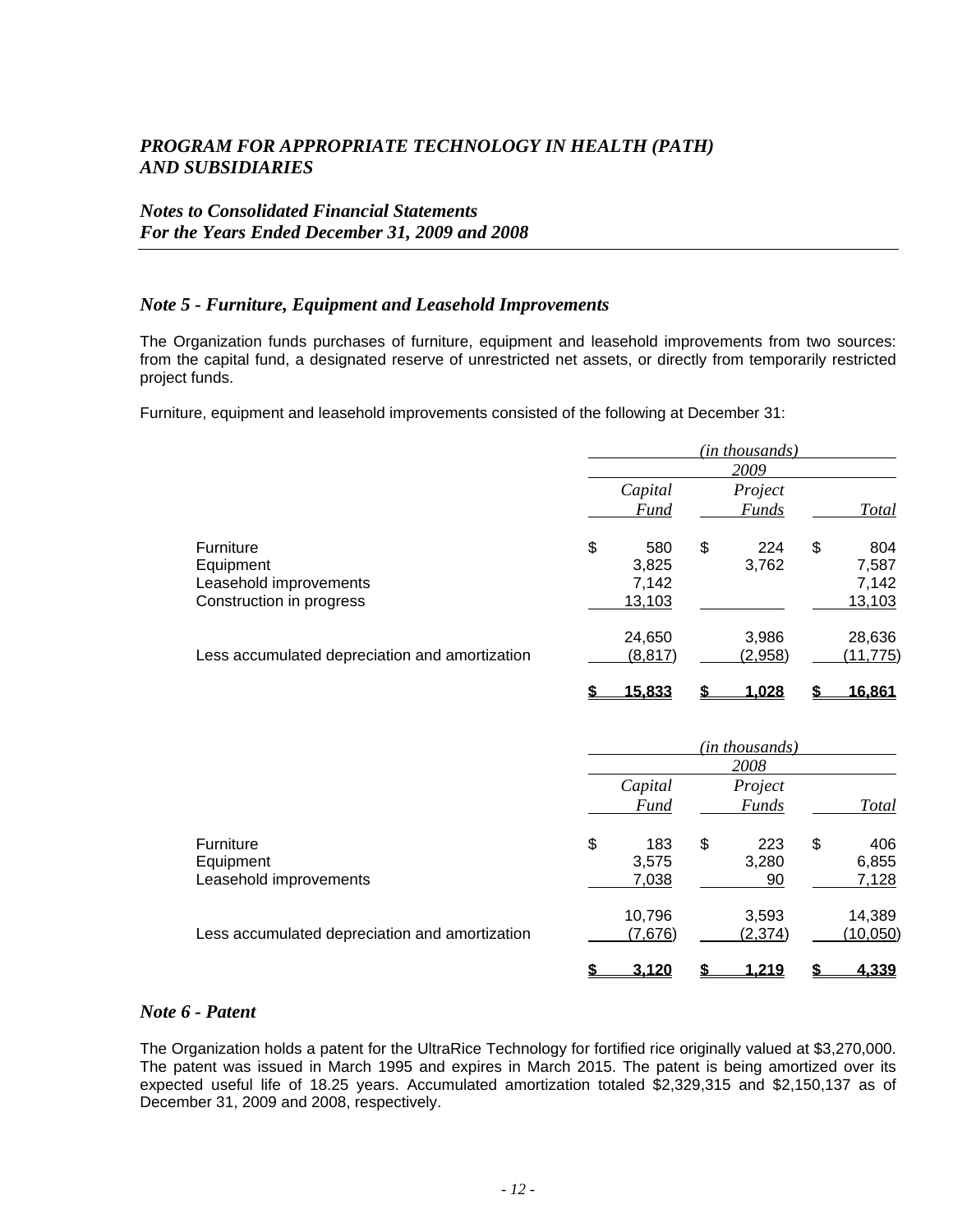# *PROGRAM FOR APPROPRIATE TECHNOLOGY IN HEALTH (PATH) AND SUBSIDIARIES*

## *Notes to Consolidated Financial Statements For the Years Ended December 31, 2009 and 2008*

### *Note 5 - Furniture, Equipment and Leasehold Improvements*

The Organization funds purchases of furniture, equipment and leasehold improvements from two sources: from the capital fund, a designated reserve of unrestricted net assets, or directly from temporarily restricted project funds.

Furniture, equipment and leasehold improvements consisted of the following at December 31:

| | *(in thousands)* | | |
|---|---|---|---|
| | *2009* | | |
| | *Capital Fund* | *Project Funds* | *Total* |
| Furniture | $ 580 | $ 224 | $ 804 |
| Equipment | 3,825 | 3,762 | 7,587 |
| Leasehold improvements | 7,142 | | 7,142 |
| Construction in progress | 13,103 | | 13,103 |
| | 24,650 | 3,986 | 28,636 |
| Less accumulated depreciation and amortization | (8,817) | (2,958) | (11,775) |
| | $ 15,833 | $ 1,028 | $ 16,861 |

| | *(in thousands)* | | |
|---|---|---|---|
| | *2008* | | |
| | *Capital Fund* | *Project Funds* | *Total* |
| Furniture | $ 183 | $ 223 | $ 406 |
| Equipment | 3,575 | 3,280 | 6,855 |
| Leasehold improvements | 7,038 | 90 | 7,128 |
| | 10,796 | 3,593 | 14,389 |
| Less accumulated depreciation and amortization | (7,676) | (2,374) | (10,050) |
| | $ 3,120 | $ 1,219 | $ 4,339 |

### *Note 6 - Patent*

The Organization holds a patent for the UltraRice Technology for fortified rice originally valued at $3,270,000. The patent was issued in March 1995 and expires in March 2015. The patent is being amortized over its expected useful life of 18.25 years. Accumulated amortization totaled $2,329,315 and $2,150,137 as of December 31, 2009 and 2008, respectively.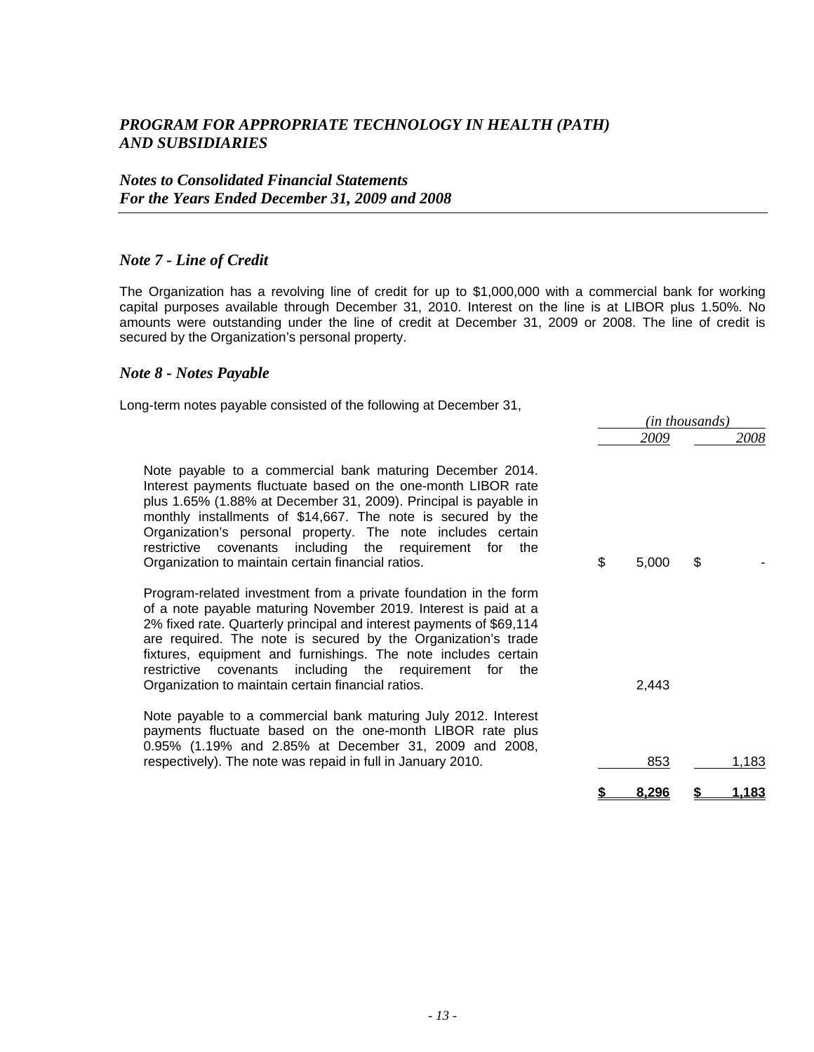## *Note 7 - Line of Credit*

The Organization has a revolving line of credit for up to $1,000,000 with a commercial bank for working capital purposes available through December 31, 2010. Interest on the line is at LIBOR plus 1.50%. No amounts were outstanding under the line of credit at December 31, 2009 or 2008. The line of credit is secured by the Organization's personal property.

## *Note 8 - Notes Payable*

Long-term notes payable consisted of the following at December 31,

| | *(in thousands)* | |
|---|---|---|
| | *2009* | *2008* |
| Note payable to a commercial bank maturing December 2014. Interest payments fluctuate based on the one-month LIBOR rate plus 1.65% (1.88% at December 31, 2009). Principal is payable in monthly installments of $14,667. The note is secured by the Organization's personal property. The note includes certain restrictive covenants including the requirement for the Organization to maintain certain financial ratios. | $ 5,000 | $ - |
| Program-related investment from a private foundation in the form of a note payable maturing November 2019. Interest is paid at a 2% fixed rate. Quarterly principal and interest payments of $69,114 are required. The note is secured by the Organization's trade fixtures, equipment and furnishings. The note includes certain restrictive covenants including the requirement for the Organization to maintain certain financial ratios. | 2,443 | |
| Note payable to a commercial bank maturing July 2012. Interest payments fluctuate based on the one-month LIBOR rate plus 0.95% (1.19% and 2.85% at December 31, 2009 and 2008, respectively). The note was repaid in full in January 2010. | 853 | 1,183 |
| | **$ 8,296** | **$ 1,183** |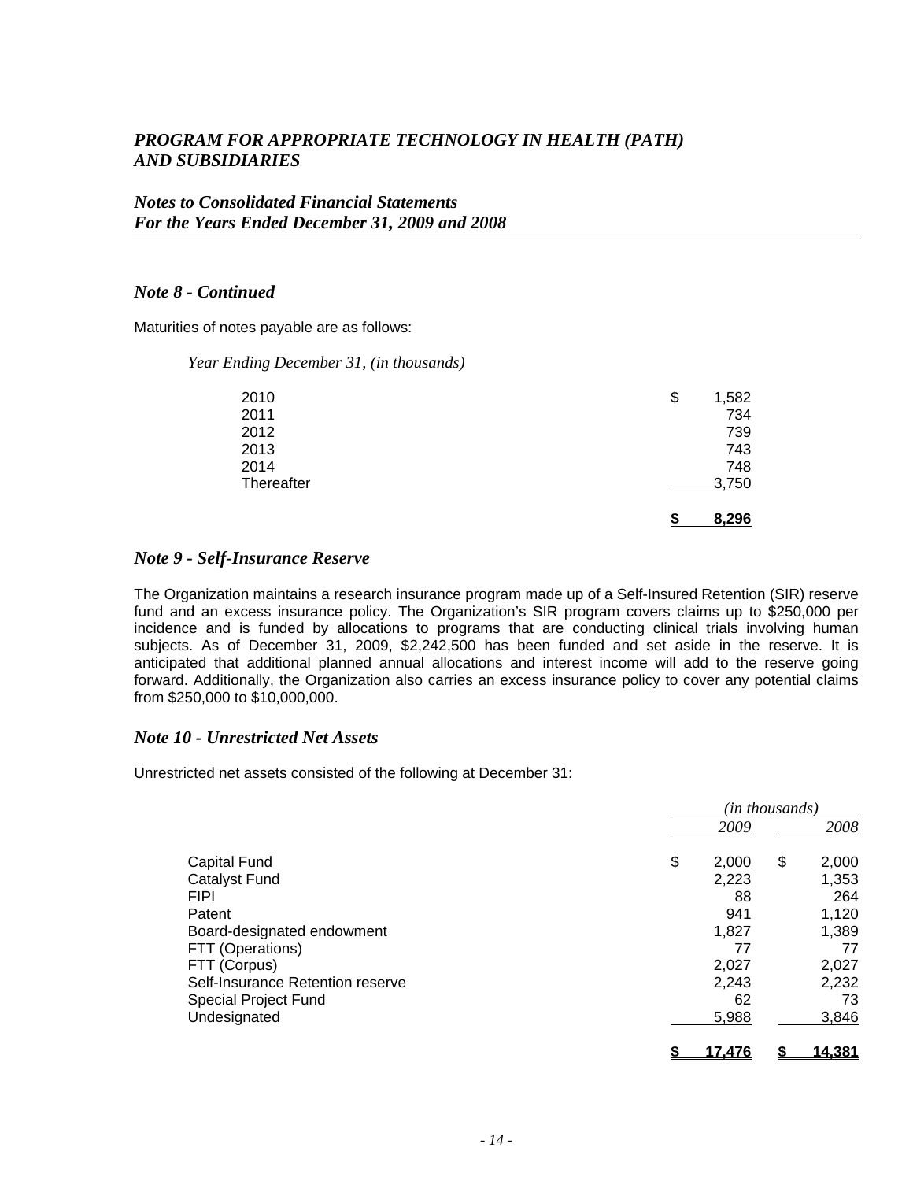## Note 8 - Continued

Maturities of notes payable are as follows:

*Year Ending December 31, (in thousands)*

| | |
|---|---|
| 2010 | $ 1,582 |
| 2011 | 734 |
| 2012 | 739 |
| 2013 | 743 |
| 2014 | 748 |
| Thereafter | 3,750 |
| | **$ 8,296** |

## Note 9 - Self-Insurance Reserve

The Organization maintains a research insurance program made up of a Self-Insured Retention (SIR) reserve fund and an excess insurance policy. The Organization's SIR program covers claims up to $250,000 per incidence and is funded by allocations to programs that are conducting clinical trials involving human subjects. As of December 31, 2009, $2,242,500 has been funded and set aside in the reserve. It is anticipated that additional planned annual allocations and interest income will add to the reserve going forward. Additionally, the Organization also carries an excess insurance policy to cover any potential claims from $250,000 to $10,000,000.

## Note 10 - Unrestricted Net Assets

Unrestricted net assets consisted of the following at December 31:

| | *(in thousands)* | |
|---|---|---|
| | *2009* | *2008* |
| Capital Fund | $ 2,000 | $ 2,000 |
| Catalyst Fund | 2,223 | 1,353 |
| FIPI | 88 | 264 |
| Patent | 941 | 1,120 |
| Board-designated endowment | 1,827 | 1,389 |
| FTT (Operations) | 77 | 77 |
| FTT (Corpus) | 2,027 | 2,027 |
| Self-Insurance Retention reserve | 2,243 | 2,232 |
| Special Project Fund | 62 | 73 |
| Undesignated | 5,988 | 3,846 |
| | **$ 17,476** | **$ 14,381** |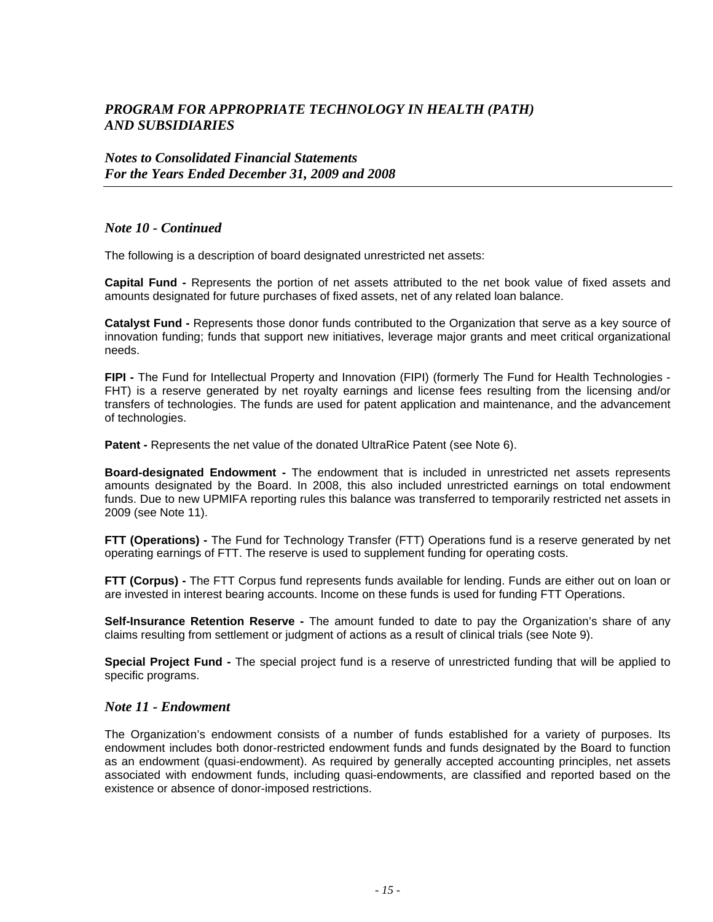## *Note 10 - Continued*

The following is a description of board designated unrestricted net assets:

**Capital Fund -** Represents the portion of net assets attributed to the net book value of fixed assets and amounts designated for future purchases of fixed assets, net of any related loan balance.

**Catalyst Fund -** Represents those donor funds contributed to the Organization that serve as a key source of innovation funding; funds that support new initiatives, leverage major grants and meet critical organizational needs.

**FIPI -** The Fund for Intellectual Property and Innovation (FIPI) (formerly The Fund for Health Technologies - FHT) is a reserve generated by net royalty earnings and license fees resulting from the licensing and/or transfers of technologies. The funds are used for patent application and maintenance, and the advancement of technologies.

**Patent -** Represents the net value of the donated UltraRice Patent (see Note 6).

**Board-designated Endowment -** The endowment that is included in unrestricted net assets represents amounts designated by the Board. In 2008, this also included unrestricted earnings on total endowment funds. Due to new UPMIFA reporting rules this balance was transferred to temporarily restricted net assets in 2009 (see Note 11).

**FTT (Operations) -** The Fund for Technology Transfer (FTT) Operations fund is a reserve generated by net operating earnings of FTT. The reserve is used to supplement funding for operating costs.

**FTT (Corpus) -** The FTT Corpus fund represents funds available for lending. Funds are either out on loan or are invested in interest bearing accounts. Income on these funds is used for funding FTT Operations.

**Self-Insurance Retention Reserve -** The amount funded to date to pay the Organization's share of any claims resulting from settlement or judgment of actions as a result of clinical trials (see Note 9).

**Special Project Fund -** The special project fund is a reserve of unrestricted funding that will be applied to specific programs.

## *Note 11 - Endowment*

The Organization's endowment consists of a number of funds established for a variety of purposes. Its endowment includes both donor-restricted endowment funds and funds designated by the Board to function as an endowment (quasi-endowment). As required by generally accepted accounting principles, net assets associated with endowment funds, including quasi-endowments, are classified and reported based on the existence or absence of donor-imposed restrictions.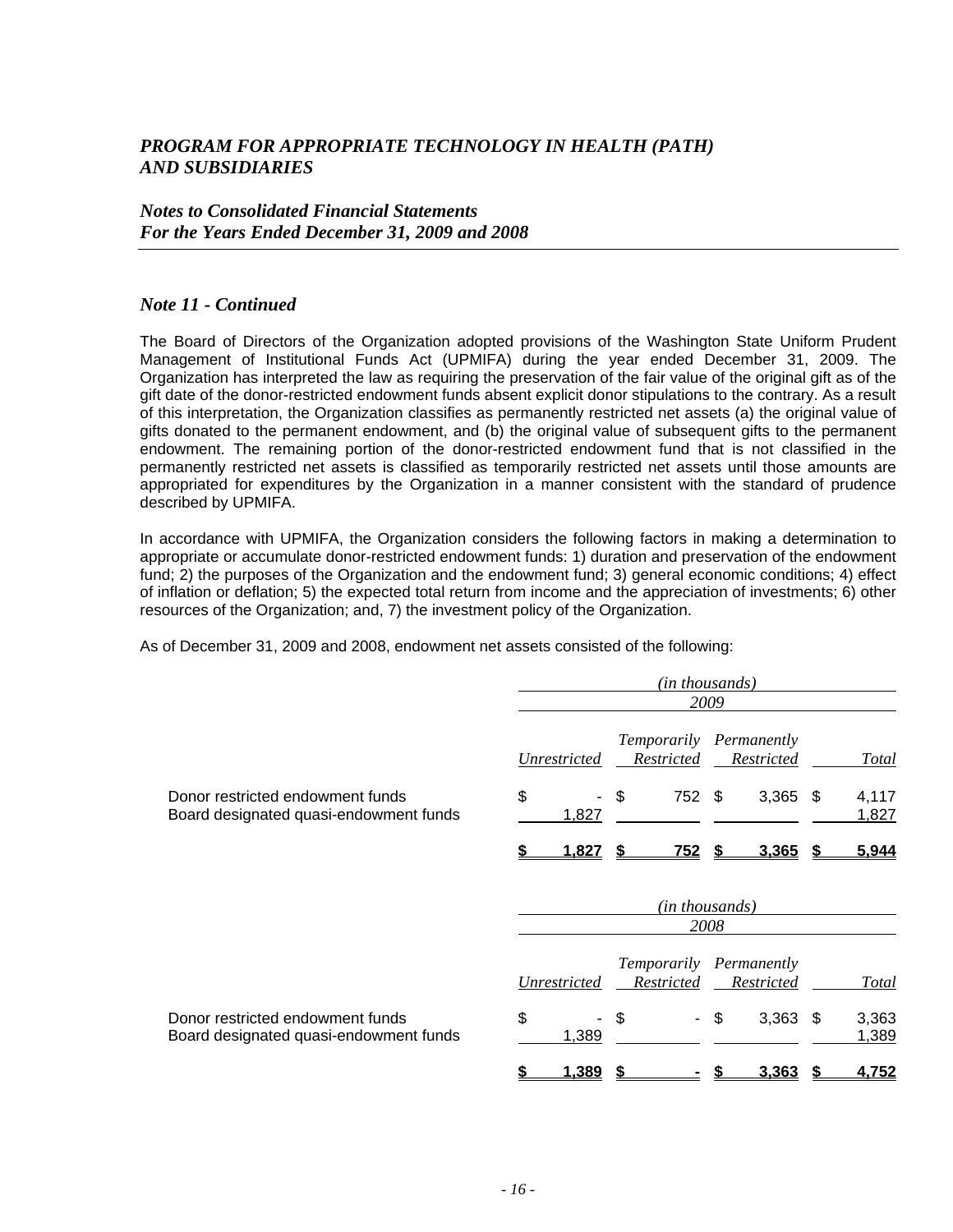*PROGRAM FOR APPROPRIATE TECHNOLOGY IN HEALTH (PATH) AND SUBSIDIARIES*

*Notes to Consolidated Financial Statements*
*For the Years Ended December 31, 2009 and 2008*

### *Note 11 - Continued*

The Board of Directors of the Organization adopted provisions of the Washington State Uniform Prudent Management of Institutional Funds Act (UPMIFA) during the year ended December 31, 2009. The Organization has interpreted the law as requiring the preservation of the fair value of the original gift as of the gift date of the donor-restricted endowment funds absent explicit donor stipulations to the contrary. As a result of this interpretation, the Organization classifies as permanently restricted net assets (a) the original value of gifts donated to the permanent endowment, and (b) the original value of subsequent gifts to the permanent endowment. The remaining portion of the donor-restricted endowment fund that is not classified in the permanently restricted net assets is classified as temporarily restricted net assets until those amounts are appropriated for expenditures by the Organization in a manner consistent with the standard of prudence described by UPMIFA.

In accordance with UPMIFA, the Organization considers the following factors in making a determination to appropriate or accumulate donor-restricted endowment funds: 1) duration and preservation of the endowment fund; 2) the purposes of the Organization and the endowment fund; 3) general economic conditions; 4) effect of inflation or deflation; 5) the expected total return from income and the appreciation of investments; 6) other resources of the Organization; and, 7) the investment policy of the Organization.

As of December 31, 2009 and 2008, endowment net assets consisted of the following:

| | *(in thousands)* | | | |
|---|---|---|---|---|
| | *2009* | | | |
| | *Unrestricted* | *Temporarily Restricted* | *Permanently Restricted* | *Total* |
| Donor restricted endowment funds | $ - | $ 752 | $ 3,365 | $ 4,117 |
| Board designated quasi-endowment funds | 1,827 | | | 1,827 |
| | **$ 1,827** | **$ 752** | **$ 3,365** | **$ 5,944** |

| | *(in thousands)* | | | |
|---|---|---|---|---|
| | *2008* | | | |
| | *Unrestricted* | *Temporarily Restricted* | *Permanently Restricted* | *Total* |
| Donor restricted endowment funds | $ - | $ - | $ 3,363 | $ 3,363 |
| Board designated quasi-endowment funds | 1,389 | | | 1,389 |
| | **$ 1,389** | **$ -** | **$ 3,363** | **$ 4,752** |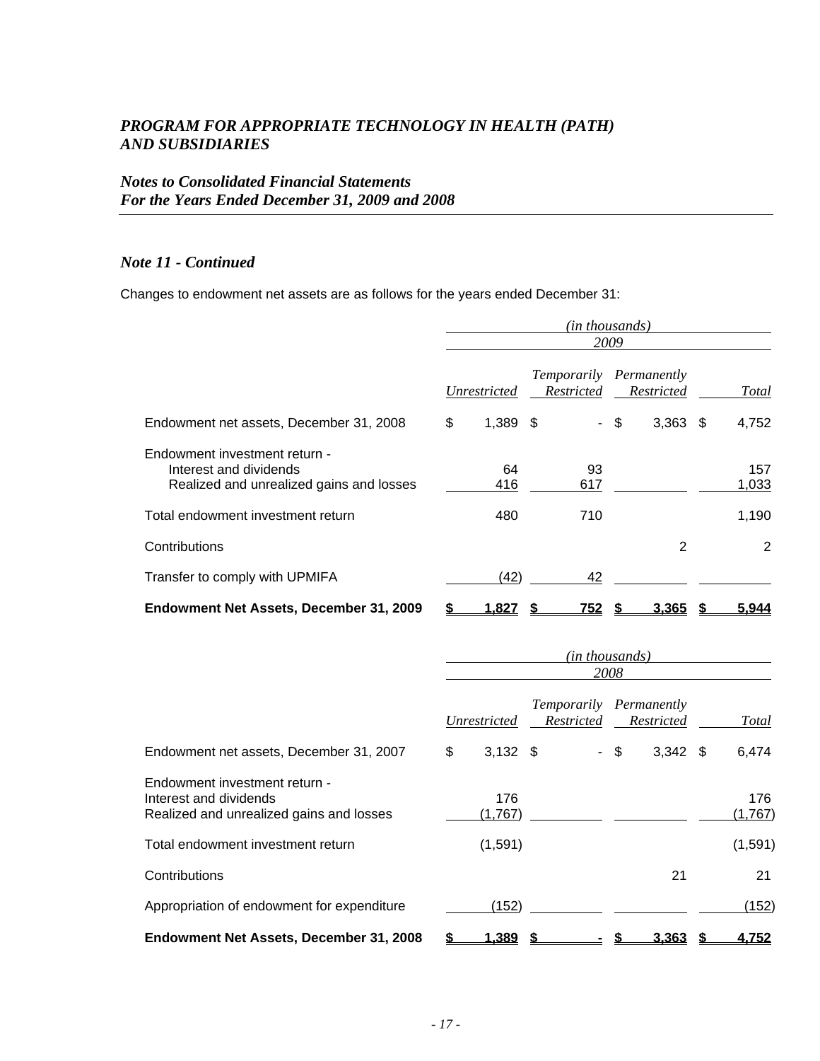*PROGRAM FOR APPROPRIATE TECHNOLOGY IN HEALTH (PATH) AND SUBSIDIARIES*

*Notes to Consolidated Financial Statements*
*For the Years Ended December 31, 2009 and 2008*

### *Note 11 - Continued*

Changes to endowment net assets are as follows for the years ended December 31:

| | *(in thousands)* | | | |
|---|---|---|---|---|
| | *2009* | | | |
| | *Unrestricted* | *Temporarily Restricted* | *Permanently Restricted* | *Total* |
| Endowment net assets, December 31, 2008 | $ 1,389 | $ - | $ 3,363 | $ 4,752 |
| Endowment investment return - | | | | |
| Interest and dividends | 64 | 93 | | 157 |
| Realized and unrealized gains and losses | 416 | 617 | | 1,033 |
| Total endowment investment return | 480 | 710 | | 1,190 |
| Contributions | | | 2 | 2 |
| Transfer to comply with UPMIFA | (42) | 42 | | |
| **Endowment Net Assets, December 31, 2009** | **$ 1,827** | **$ 752** | **$ 3,365** | **$ 5,944** |

| | *(in thousands)* | | | |
|---|---|---|---|---|
| | *2008* | | | |
| | *Unrestricted* | *Temporarily Restricted* | *Permanently Restricted* | *Total* |
| Endowment net assets, December 31, 2007 | $ 3,132 | $ - | $ 3,342 | $ 6,474 |
| Endowment investment return - | | | | |
| Interest and dividends | 176 | | | 176 |
| Realized and unrealized gains and losses | (1,767) | | | (1,767) |
| Total endowment investment return | (1,591) | | | (1,591) |
| Contributions | | | 21 | 21 |
| Appropriation of endowment for expenditure | (152) | | | (152) |
| **Endowment Net Assets, December 31, 2008** | **$ 1,389** | **$ -** | **$ 3,363** | **$ 4,752** |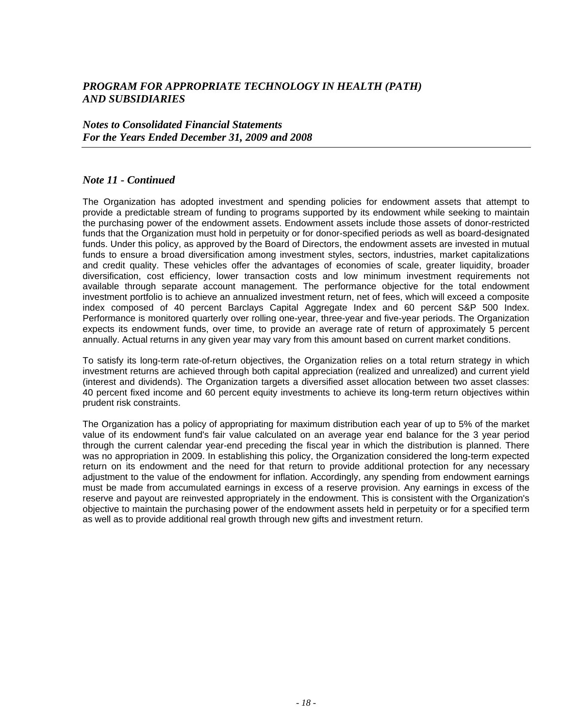## Note 11 - Continued

The Organization has adopted investment and spending policies for endowment assets that attempt to provide a predictable stream of funding to programs supported by its endowment while seeking to maintain the purchasing power of the endowment assets. Endowment assets include those assets of donor-restricted funds that the Organization must hold in perpetuity or for donor-specified periods as well as board-designated funds. Under this policy, as approved by the Board of Directors, the endowment assets are invested in mutual funds to ensure a broad diversification among investment styles, sectors, industries, market capitalizations and credit quality. These vehicles offer the advantages of economies of scale, greater liquidity, broader diversification, cost efficiency, lower transaction costs and low minimum investment requirements not available through separate account management. The performance objective for the total endowment investment portfolio is to achieve an annualized investment return, net of fees, which will exceed a composite index composed of 40 percent Barclays Capital Aggregate Index and 60 percent S&P 500 Index. Performance is monitored quarterly over rolling one-year, three-year and five-year periods. The Organization expects its endowment funds, over time, to provide an average rate of return of approximately 5 percent annually. Actual returns in any given year may vary from this amount based on current market conditions.

To satisfy its long-term rate-of-return objectives, the Organization relies on a total return strategy in which investment returns are achieved through both capital appreciation (realized and unrealized) and current yield (interest and dividends). The Organization targets a diversified asset allocation between two asset classes: 40 percent fixed income and 60 percent equity investments to achieve its long-term return objectives within prudent risk constraints.

The Organization has a policy of appropriating for maximum distribution each year of up to 5% of the market value of its endowment fund's fair value calculated on an average year end balance for the 3 year period through the current calendar year-end preceding the fiscal year in which the distribution is planned. There was no appropriation in 2009. In establishing this policy, the Organization considered the long-term expected return on its endowment and the need for that return to provide additional protection for any necessary adjustment to the value of the endowment for inflation. Accordingly, any spending from endowment earnings must be made from accumulated earnings in excess of a reserve provision. Any earnings in excess of the reserve and payout are reinvested appropriately in the endowment. This is consistent with the Organization's objective to maintain the purchasing power of the endowment assets held in perpetuity or for a specified term as well as to provide additional real growth through new gifts and investment return.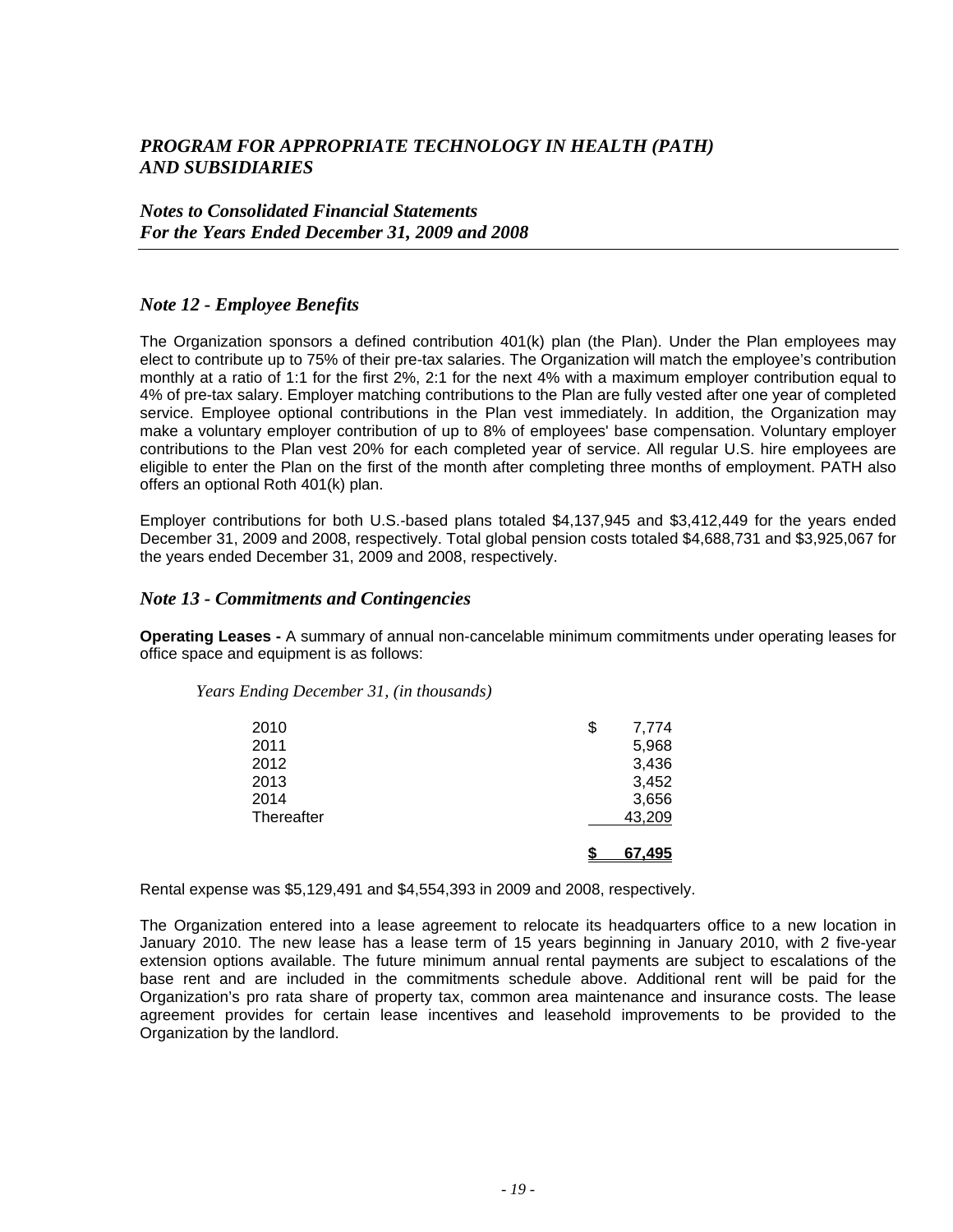## Note 12 - Employee Benefits

The Organization sponsors a defined contribution 401(k) plan (the Plan). Under the Plan employees may elect to contribute up to 75% of their pre-tax salaries. The Organization will match the employee's contribution monthly at a ratio of 1:1 for the first 2%, 2:1 for the next 4% with a maximum employer contribution equal to 4% of pre-tax salary. Employer matching contributions to the Plan are fully vested after one year of completed service. Employee optional contributions in the Plan vest immediately. In addition, the Organization may make a voluntary employer contribution of up to 8% of employees' base compensation. Voluntary employer contributions to the Plan vest 20% for each completed year of service. All regular U.S. hire employees are eligible to enter the Plan on the first of the month after completing three months of employment. PATH also offers an optional Roth 401(k) plan.

Employer contributions for both U.S.-based plans totaled $4,137,945 and $3,412,449 for the years ended December 31, 2009 and 2008, respectively. Total global pension costs totaled $4,688,731 and $3,925,067 for the years ended December 31, 2009 and 2008, respectively.

## Note 13 - Commitments and Contingencies

**Operating Leases -** A summary of annual non-cancelable minimum commitments under operating leases for office space and equipment is as follows:

*Years Ending December 31, (in thousands)*

| | |
|---|---|
| 2010 | $ 7,774 |
| 2011 | 5,968 |
| 2012 | 3,436 |
| 2013 | 3,452 |
| 2014 | 3,656 |
| Thereafter | 43,209 |
| | **$ 67,495** |

Rental expense was $5,129,491 and $4,554,393 in 2009 and 2008, respectively.

The Organization entered into a lease agreement to relocate its headquarters office to a new location in January 2010. The new lease has a lease term of 15 years beginning in January 2010, with 2 five-year extension options available. The future minimum annual rental payments are subject to escalations of the base rent and are included in the commitments schedule above. Additional rent will be paid for the Organization's pro rata share of property tax, common area maintenance and insurance costs. The lease agreement provides for certain lease incentives and leasehold improvements to be provided to the Organization by the landlord.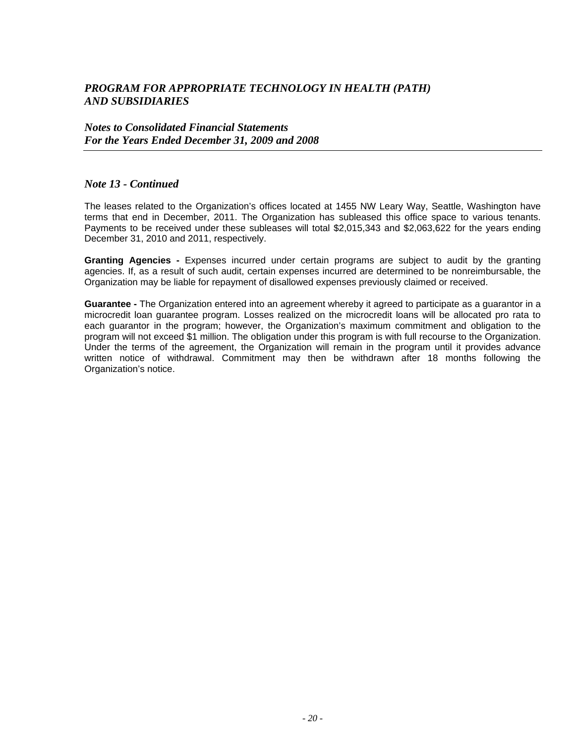### *Note 13 - Continued*

The leases related to the Organization's offices located at 1455 NW Leary Way, Seattle, Washington have terms that end in December, 2011. The Organization has subleased this office space to various tenants. Payments to be received under these subleases will total $2,015,343 and $2,063,622 for the years ending December 31, 2010 and 2011, respectively.

**Granting Agencies -** Expenses incurred under certain programs are subject to audit by the granting agencies. If, as a result of such audit, certain expenses incurred are determined to be nonreimbursable, the Organization may be liable for repayment of disallowed expenses previously claimed or received.

**Guarantee -** The Organization entered into an agreement whereby it agreed to participate as a guarantor in a microcredit loan guarantee program. Losses realized on the microcredit loans will be allocated pro rata to each guarantor in the program; however, the Organization's maximum commitment and obligation to the program will not exceed $1 million. The obligation under this program is with full recourse to the Organization. Under the terms of the agreement, the Organization will remain in the program until it provides advance written notice of withdrawal. Commitment may then be withdrawn after 18 months following the Organization's notice.